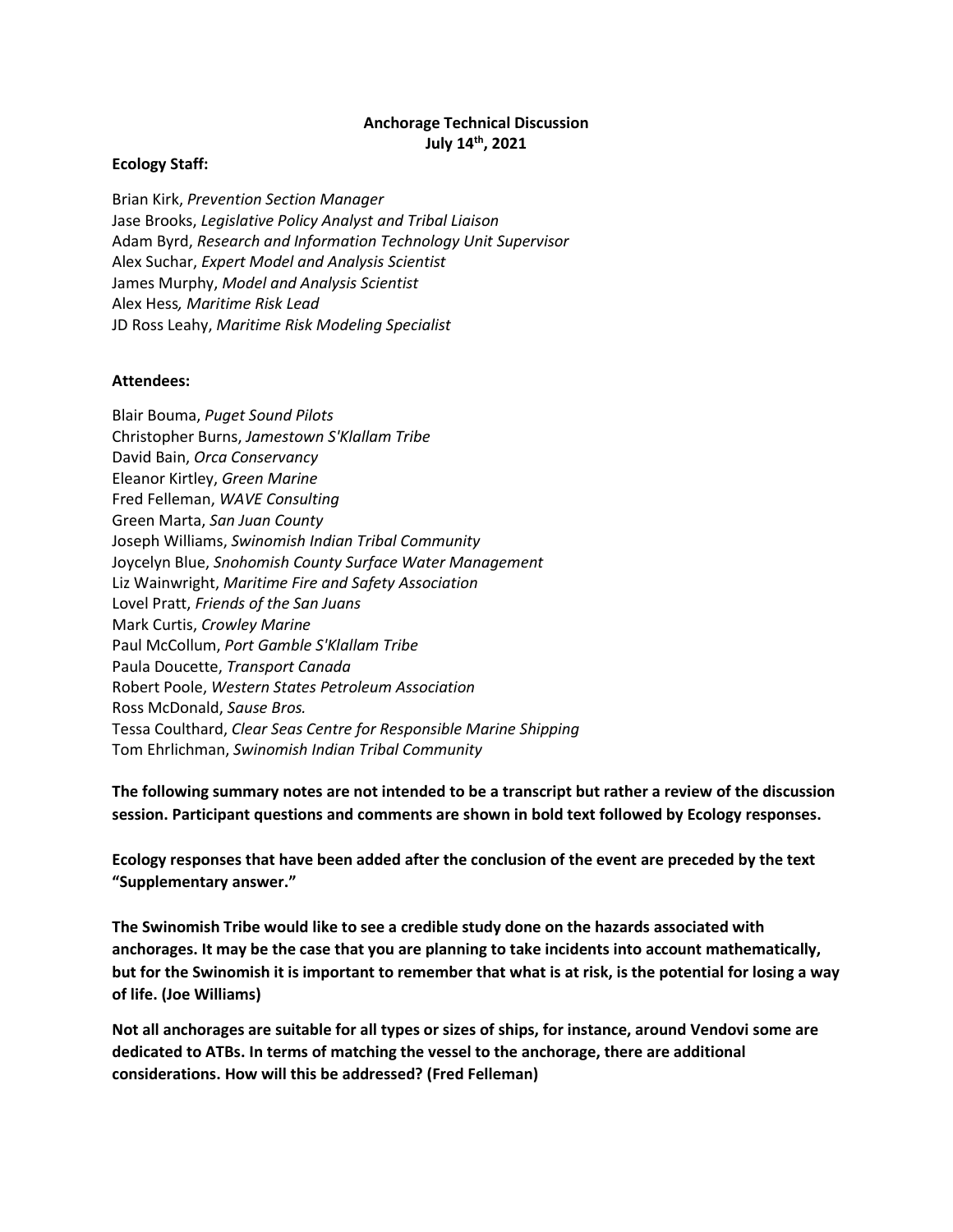**Anchorage Technical Discussion**
**July 14th, 2021**

**Ecology Staff:**

Brian Kirk, *Prevention Section Manager*
Jase Brooks, *Legislative Policy Analyst and Tribal Liaison*
Adam Byrd, *Research and Information Technology Unit Supervisor*
Alex Suchar, *Expert Model and Analysis Scientist*
James Murphy, *Model and Analysis Scientist*
Alex Hess*, Maritime Risk Lead*
JD Ross Leahy, *Maritime Risk Modeling Specialist*

**Attendees:**

Blair Bouma, *Puget Sound Pilots*
Christopher Burns, *Jamestown S'Klallam Tribe*
David Bain, *Orca Conservancy*
Eleanor Kirtley, *Green Marine*
Fred Felleman, *WAVE Consulting*
Green Marta, *San Juan County*
Joseph Williams, *Swinomish Indian Tribal Community*
Joycelyn Blue, *Snohomish County Surface Water Management*
Liz Wainwright, *Maritime Fire and Safety Association*
Lovel Pratt, *Friends of the San Juans*
Mark Curtis, *Crowley Marine*
Paul McCollum, *Port Gamble S'Klallam Tribe*
Paula Doucette, *Transport Canada*
Robert Poole, *Western States Petroleum Association*
Ross McDonald, *Sause Bros.*
Tessa Coulthard, *Clear Seas Centre for Responsible Marine Shipping*
Tom Ehrlichman, *Swinomish Indian Tribal Community*

**The following summary notes are not intended to be a transcript but rather a review of the discussion session. Participant questions and comments are shown in bold text followed by Ecology responses.**

**Ecology responses that have been added after the conclusion of the event are preceded by the text "Supplementary answer."**

**The Swinomish Tribe would like to see a credible study done on the hazards associated with anchorages. It may be the case that you are planning to take incidents into account mathematically, but for the Swinomish it is important to remember that what is at risk, is the potential for losing a way of life. (Joe Williams)**

**Not all anchorages are suitable for all types or sizes of ships, for instance, around Vendovi some are dedicated to ATBs. In terms of matching the vessel to the anchorage, there are additional considerations. How will this be addressed? (Fred Felleman)**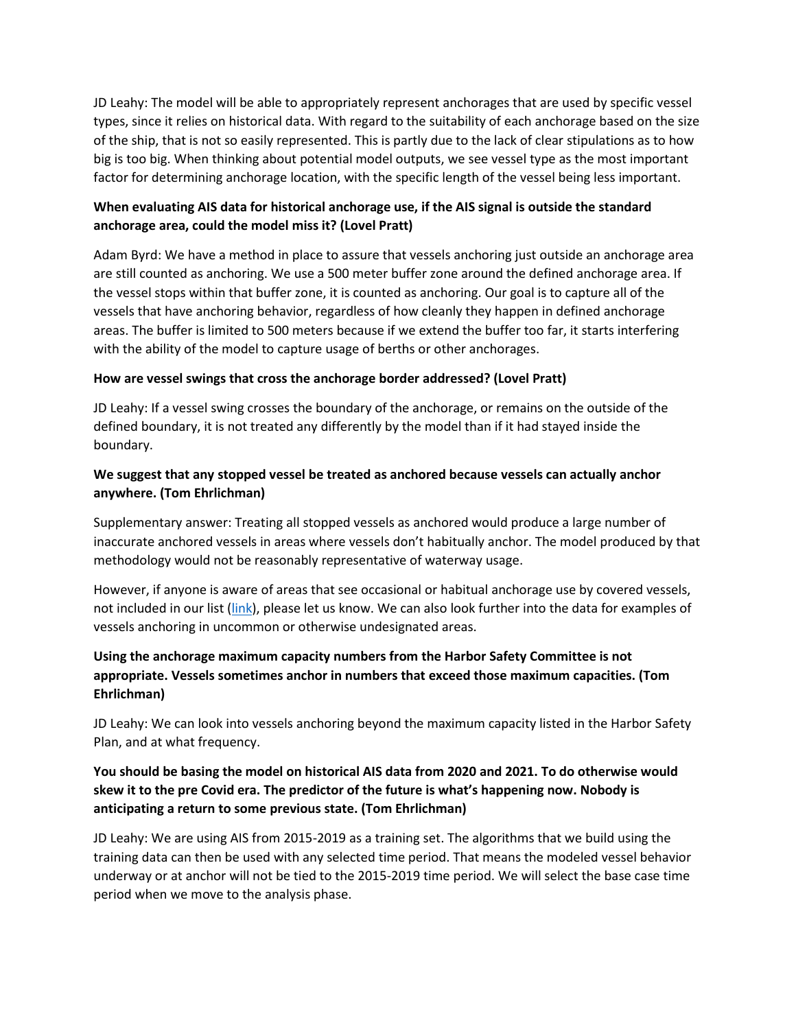JD Leahy: The model will be able to appropriately represent anchorages that are used by specific vessel types, since it relies on historical data. With regard to the suitability of each anchorage based on the size of the ship, that is not so easily represented. This is partly due to the lack of clear stipulations as to how big is too big. When thinking about potential model outputs, we see vessel type as the most important factor for determining anchorage location, with the specific length of the vessel being less important.

**When evaluating AIS data for historical anchorage use, if the AIS signal is outside the standard anchorage area, could the model miss it? (Lovel Pratt)**

Adam Byrd: We have a method in place to assure that vessels anchoring just outside an anchorage area are still counted as anchoring. We use a 500 meter buffer zone around the defined anchorage area. If the vessel stops within that buffer zone, it is counted as anchoring. Our goal is to capture all of the vessels that have anchoring behavior, regardless of how cleanly they happen in defined anchorage areas. The buffer is limited to 500 meters because if we extend the buffer too far, it starts interfering with the ability of the model to capture usage of berths or other anchorages.

**How are vessel swings that cross the anchorage border addressed? (Lovel Pratt)**

JD Leahy: If a vessel swing crosses the boundary of the anchorage, or remains on the outside of the defined boundary, it is not treated any differently by the model than if it had stayed inside the boundary.

**We suggest that any stopped vessel be treated as anchored because vessels can actually anchor anywhere. (Tom Ehrlichman)**

Supplementary answer: Treating all stopped vessels as anchored would produce a large number of inaccurate anchored vessels in areas where vessels don't habitually anchor. The model produced by that methodology would not be reasonably representative of waterway usage.

However, if anyone is aware of areas that see occasional or habitual anchorage use by covered vessels, not included in our list (link), please let us know. We can also look further into the data for examples of vessels anchoring in uncommon or otherwise undesignated areas.

**Using the anchorage maximum capacity numbers from the Harbor Safety Committee is not appropriate. Vessels sometimes anchor in numbers that exceed those maximum capacities. (Tom Ehrlichman)**

JD Leahy: We can look into vessels anchoring beyond the maximum capacity listed in the Harbor Safety Plan, and at what frequency.

**You should be basing the model on historical AIS data from 2020 and 2021. To do otherwise would skew it to the pre Covid era. The predictor of the future is what's happening now. Nobody is anticipating a return to some previous state. (Tom Ehrlichman)**

JD Leahy: We are using AIS from 2015-2019 as a training set. The algorithms that we build using the training data can then be used with any selected time period. That means the modeled vessel behavior underway or at anchor will not be tied to the 2015-2019 time period. We will select the base case time period when we move to the analysis phase.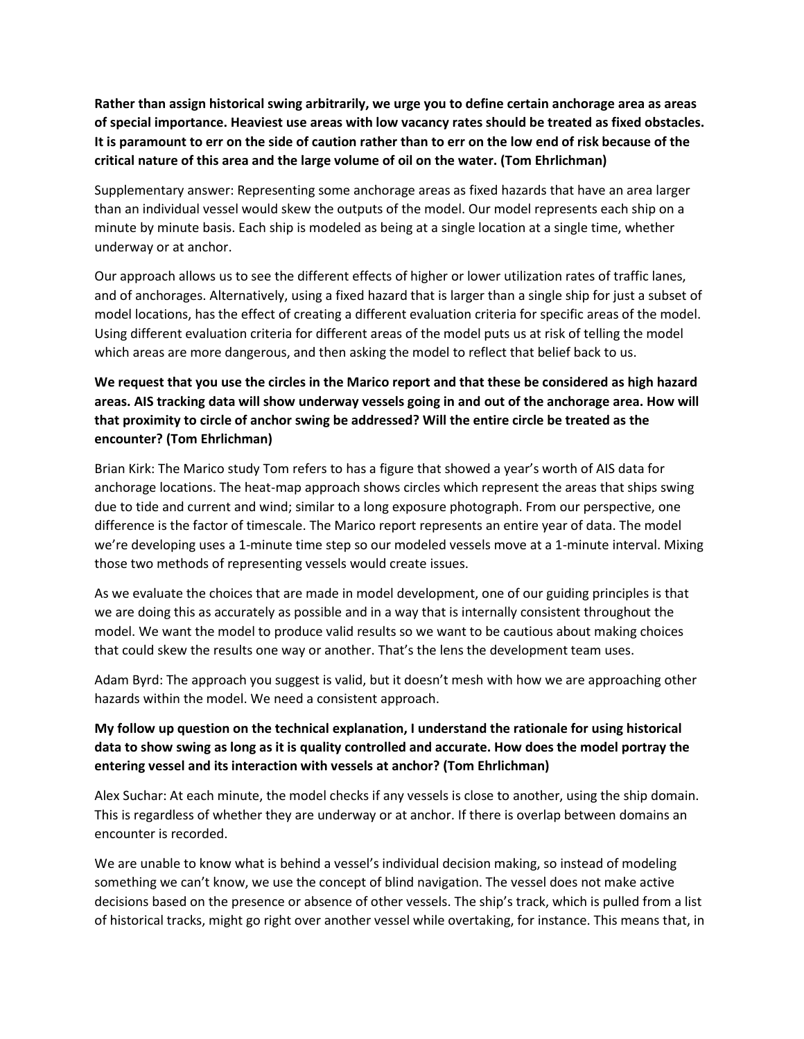**Rather than assign historical swing arbitrarily, we urge you to define certain anchorage area as areas of special importance. Heaviest use areas with low vacancy rates should be treated as fixed obstacles. It is paramount to err on the side of caution rather than to err on the low end of risk because of the critical nature of this area and the large volume of oil on the water. (Tom Ehrlichman)**

Supplementary answer: Representing some anchorage areas as fixed hazards that have an area larger than an individual vessel would skew the outputs of the model. Our model represents each ship on a minute by minute basis. Each ship is modeled as being at a single location at a single time, whether underway or at anchor.

Our approach allows us to see the different effects of higher or lower utilization rates of traffic lanes, and of anchorages. Alternatively, using a fixed hazard that is larger than a single ship for just a subset of model locations, has the effect of creating a different evaluation criteria for specific areas of the model. Using different evaluation criteria for different areas of the model puts us at risk of telling the model which areas are more dangerous, and then asking the model to reflect that belief back to us.

**We request that you use the circles in the Marico report and that these be considered as high hazard areas. AIS tracking data will show underway vessels going in and out of the anchorage area. How will that proximity to circle of anchor swing be addressed? Will the entire circle be treated as the encounter? (Tom Ehrlichman)**

Brian Kirk: The Marico study Tom refers to has a figure that showed a year's worth of AIS data for anchorage locations. The heat-map approach shows circles which represent the areas that ships swing due to tide and current and wind; similar to a long exposure photograph. From our perspective, one difference is the factor of timescale. The Marico report represents an entire year of data. The model we're developing uses a 1-minute time step so our modeled vessels move at a 1-minute interval. Mixing those two methods of representing vessels would create issues.

As we evaluate the choices that are made in model development, one of our guiding principles is that we are doing this as accurately as possible and in a way that is internally consistent throughout the model. We want the model to produce valid results so we want to be cautious about making choices that could skew the results one way or another. That's the lens the development team uses.

Adam Byrd: The approach you suggest is valid, but it doesn't mesh with how we are approaching other hazards within the model. We need a consistent approach.

**My follow up question on the technical explanation, I understand the rationale for using historical data to show swing as long as it is quality controlled and accurate. How does the model portray the entering vessel and its interaction with vessels at anchor? (Tom Ehrlichman)**

Alex Suchar: At each minute, the model checks if any vessels is close to another, using the ship domain. This is regardless of whether they are underway or at anchor. If there is overlap between domains an encounter is recorded.

We are unable to know what is behind a vessel's individual decision making, so instead of modeling something we can't know, we use the concept of blind navigation. The vessel does not make active decisions based on the presence or absence of other vessels. The ship's track, which is pulled from a list of historical tracks, might go right over another vessel while overtaking, for instance. This means that, in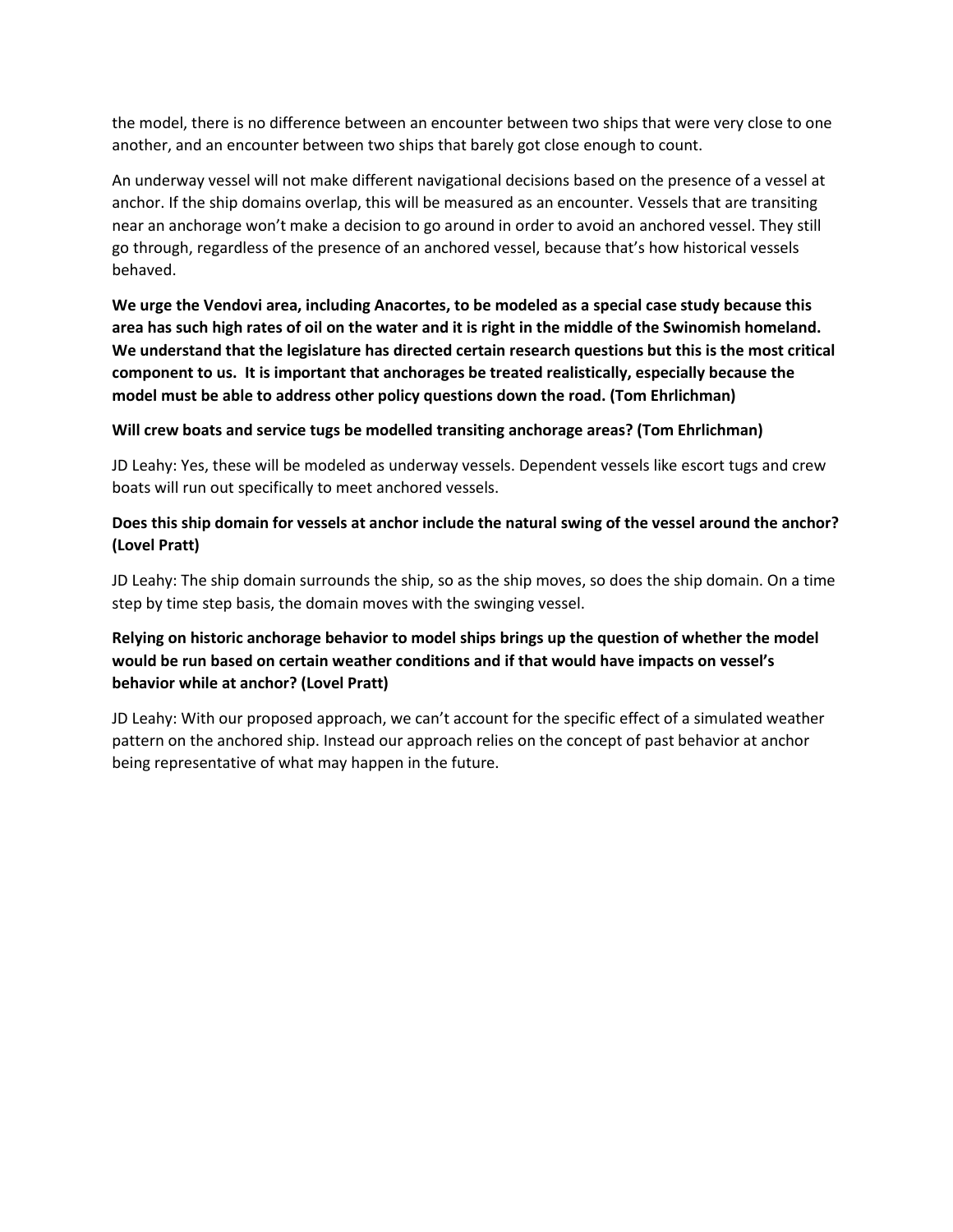the model, there is no difference between an encounter between two ships that were very close to one another, and an encounter between two ships that barely got close enough to count.

An underway vessel will not make different navigational decisions based on the presence of a vessel at anchor. If the ship domains overlap, this will be measured as an encounter. Vessels that are transiting near an anchorage won't make a decision to go around in order to avoid an anchored vessel. They still go through, regardless of the presence of an anchored vessel, because that's how historical vessels behaved.

**We urge the Vendovi area, including Anacortes, to be modeled as a special case study because this area has such high rates of oil on the water and it is right in the middle of the Swinomish homeland. We understand that the legislature has directed certain research questions but this is the most critical component to us. It is important that anchorages be treated realistically, especially because the model must be able to address other policy questions down the road. (Tom Ehrlichman)**

**Will crew boats and service tugs be modelled transiting anchorage areas? (Tom Ehrlichman)**

JD Leahy: Yes, these will be modeled as underway vessels. Dependent vessels like escort tugs and crew boats will run out specifically to meet anchored vessels.

**Does this ship domain for vessels at anchor include the natural swing of the vessel around the anchor? (Lovel Pratt)**

JD Leahy: The ship domain surrounds the ship, so as the ship moves, so does the ship domain. On a time step by time step basis, the domain moves with the swinging vessel.

**Relying on historic anchorage behavior to model ships brings up the question of whether the model would be run based on certain weather conditions and if that would have impacts on vessel's behavior while at anchor? (Lovel Pratt)**

JD Leahy: With our proposed approach, we can't account for the specific effect of a simulated weather pattern on the anchored ship. Instead our approach relies on the concept of past behavior at anchor being representative of what may happen in the future.